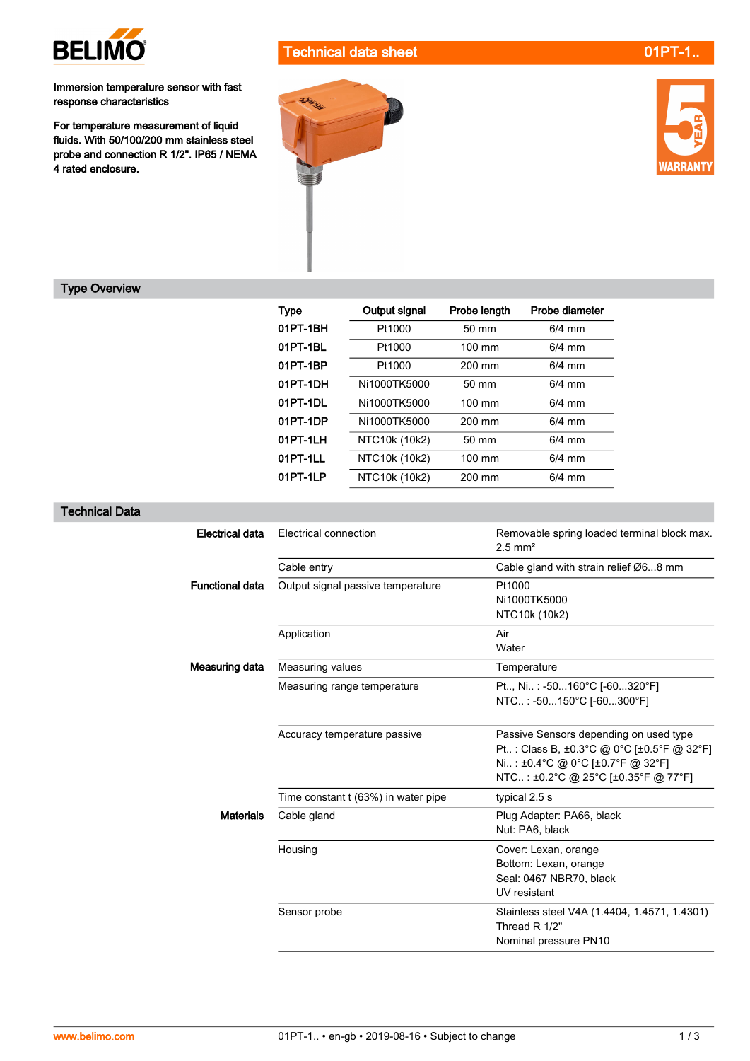BELIMO

## Technical data sheet — 01PT-1..

**Immersion temperature sensor with fast response characteristics**

**For temperature measurement of liquid fluids. With 50/100/200 mm stainless steel probe and connection R 1/2". IP65 / NEMA 4 rated enclosure.**

5 YEAR WARRANTY

## Type Overview

| Type | Output signal | Probe length | Probe diameter |
|---|---|---|---|
| **01PT-1BH** | Pt1000 | 50 mm | 6/4 mm |
| **01PT-1BL** | Pt1000 | 100 mm | 6/4 mm |
| **01PT-1BP** | Pt1000 | 200 mm | 6/4 mm |
| **01PT-1DH** | Ni1000TK5000 | 50 mm | 6/4 mm |
| **01PT-1DL** | Ni1000TK5000 | 100 mm | 6/4 mm |
| **01PT-1DP** | Ni1000TK5000 | 200 mm | 6/4 mm |
| **01PT-1LH** | NTC10k (10k2) | 50 mm | 6/4 mm |
| **01PT-1LL** | NTC10k (10k2) | 100 mm | 6/4 mm |
| **01PT-1LP** | NTC10k (10k2) | 200 mm | 6/4 mm |

## Technical Data

| | | |
|---|---|---|
| **Electrical data** | Electrical connection | Removable spring loaded terminal block max. 2.5 mm² |
| | Cable entry | Cable gland with strain relief Ø6...8 mm |
| **Functional data** | Output signal passive temperature | Pt1000<br>Ni1000TK5000<br>NTC10k (10k2) |
| | Application | Air<br>Water |
| **Measuring data** | Measuring values | Temperature |
| | Measuring range temperature | Pt.., Ni.. : -50...160°C [-60...320°F]<br>NTC.. : -50...150°C [-60...300°F] |
| | Accuracy temperature passive | Passive Sensors depending on used type<br>Pt.. : Class B, ±0.3°C @ 0°C [±0.5°F @ 32°F]<br>Ni.. : ±0.4°C @ 0°C [±0.7°F @ 32°F]<br>NTC.. : ±0.2°C @ 25°C [±0.35°F @ 77°F] |
| | Time constant t (63%) in water pipe | typical 2.5 s |
| **Materials** | Cable gland | Plug Adapter: PA66, black<br>Nut: PA6, black |
| | Housing | Cover: Lexan, orange<br>Bottom: Lexan, orange<br>Seal: 0467 NBR70, black<br>UV resistant |
| | Sensor probe | Stainless steel V4A (1.4404, 1.4571, 1.4301)<br>Thread R 1/2"<br>Nominal pressure PN10 |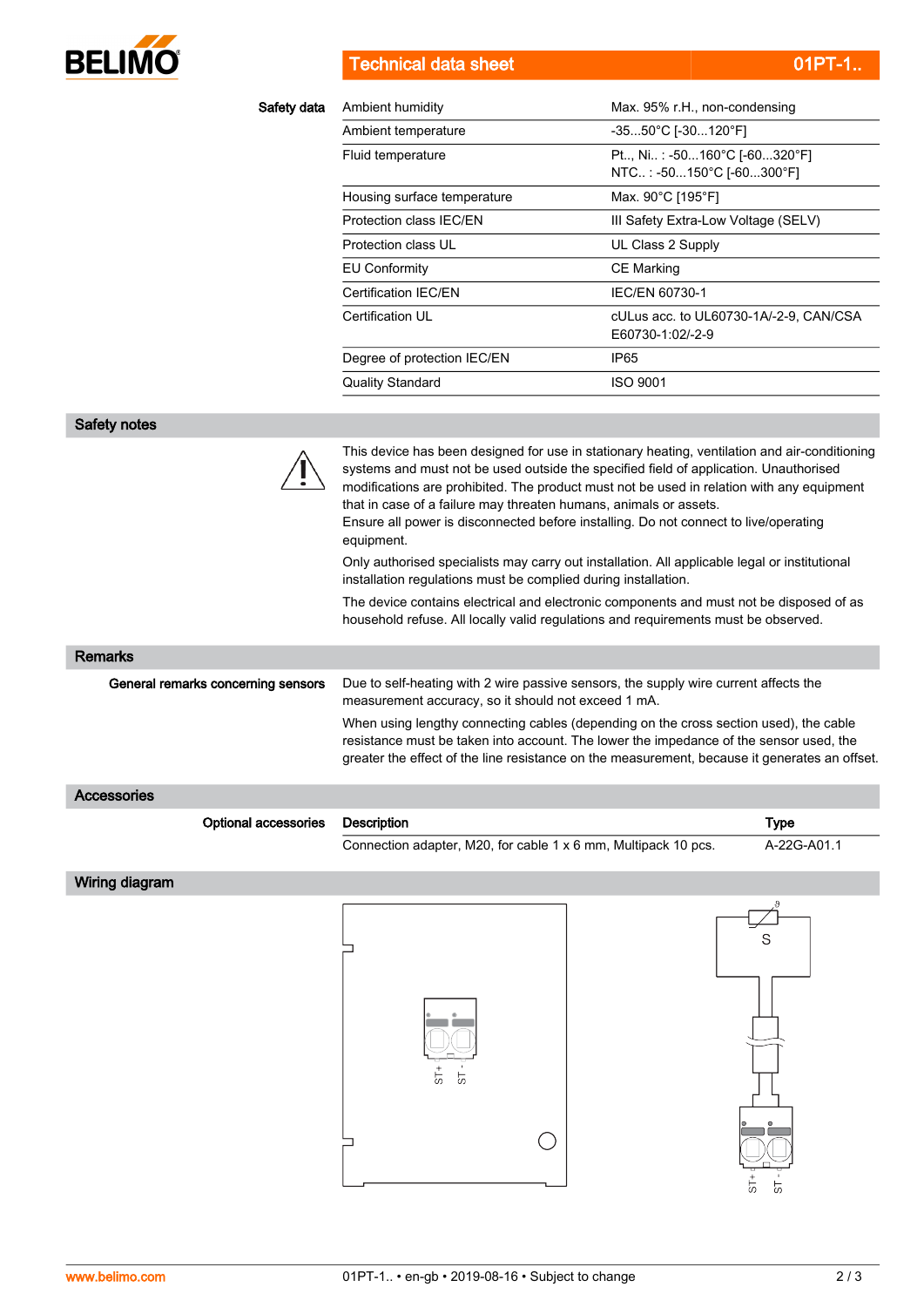## Safety data

| | |
|---|---|
| Ambient humidity | Max. 95% r.H., non-condensing |
| Ambient temperature | -35...50°C [-30...120°F] |
| Fluid temperature | Pt.., Ni.. : -50...160°C [-60...320°F]<br>NTC.. : -50...150°C [-60...300°F] |
| Housing surface temperature | Max. 90°C [195°F] |
| Protection class IEC/EN | III Safety Extra-Low Voltage (SELV) |
| Protection class UL | UL Class 2 Supply |
| EU Conformity | CE Marking |
| Certification IEC/EN | IEC/EN 60730-1 |
| Certification UL | cULus acc. to UL60730-1A/-2-9, CAN/CSA E60730-1:02/-2-9 |
| Degree of protection IEC/EN | IP65 |
| Quality Standard | ISO 9001 |

## Safety notes

This device has been designed for use in stationary heating, ventilation and air-conditioning systems and must not be used outside the specified field of application. Unauthorised modifications are prohibited. The product must not be used in relation with any equipment that in case of a failure may threaten humans, animals or assets.
Ensure all power is disconnected before installing. Do not connect to live/operating equipment.

Only authorised specialists may carry out installation. All applicable legal or institutional installation regulations must be complied during installation.

The device contains electrical and electronic components and must not be disposed of as household refuse. All locally valid regulations and requirements must be observed.

## Remarks

**General remarks concerning sensors**

Due to self-heating with 2 wire passive sensors, the supply wire current affects the measurement accuracy, so it should not exceed 1 mA.

When using lengthy connecting cables (depending on the cross section used), the cable resistance must be taken into account. The lower the impedance of the sensor used, the greater the effect of the line resistance on the measurement, because it generates an offset.

## Accessories

**Optional accessories**

| Description | Type |
|---|---|
| Connection adapter, M20, for cable 1 x 6 mm, Multipack 10 pcs. | A-22G-A01.1 |

## Wiring diagram

ST+ ST -

S

ST+ ST -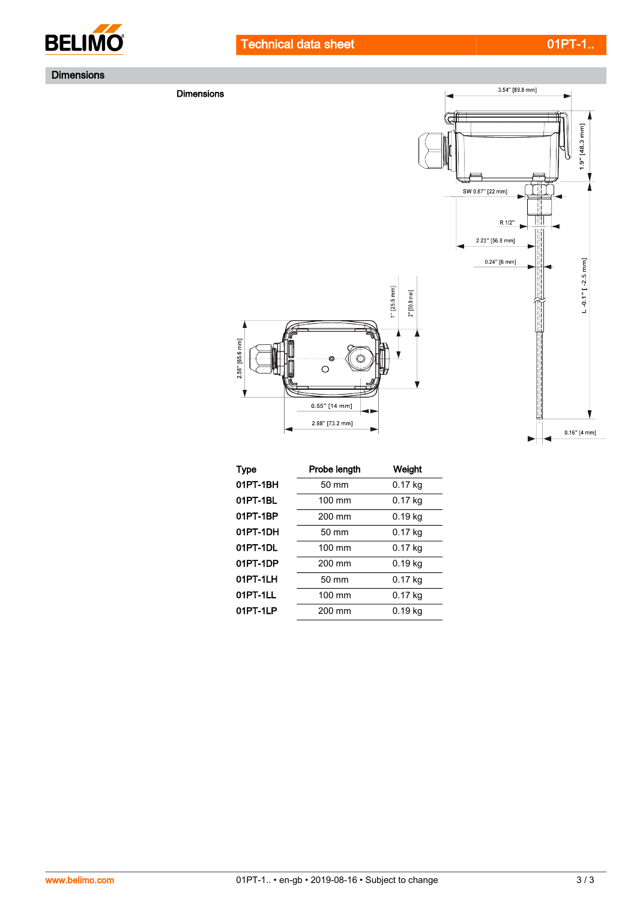## Dimensions

### Dimensions

3.54" [89.8 mm]

1.9" [48.3 mm]

SW 0.87" [22 mm]

R 1/2"

2.23" [56.8 mm]

0.24" [6 mm]

L -0.1" [ -2.5 mm]

0.16" [4 mm]

1" [25.5 mm]

2" [50.9 mm]

2.58" [65.6 mm]

0.55" [14 mm]

2.88" [73.2 mm]

| Type | Probe length | Weight |
|---|---|---|
| 01PT-1BH | 50 mm | 0.17 kg |
| 01PT-1BL | 100 mm | 0.17 kg |
| 01PT-1BP | 200 mm | 0.19 kg |
| 01PT-1DH | 50 mm | 0.17 kg |
| 01PT-1DL | 100 mm | 0.17 kg |
| 01PT-1DP | 200 mm | 0.19 kg |
| 01PT-1LH | 50 mm | 0.17 kg |
| 01PT-1LL | 100 mm | 0.17 kg |
| 01PT-1LP | 200 mm | 0.19 kg |